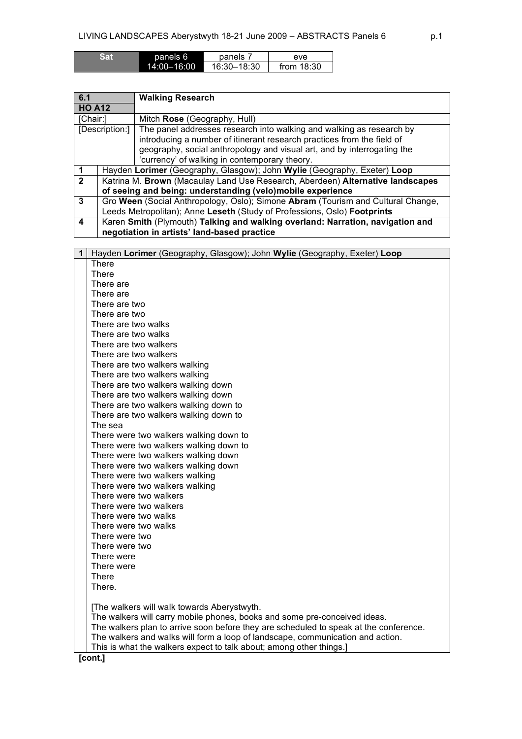| Sat | panels 6 | panels 7 | eve |
|---|---|---|---|
| | 14:00–16:00 | 16:30–18:30 | from 18:30 |

| **6.1** | **Walking Research** |
|---|---|
| **HO A12** | |
| [Chair:] | Mitch **Rose** (Geography, Hull) |
| [Description:] | The panel addresses research into walking and walking as research by introducing a number of itinerant research practices from the field of geography, social anthropology and visual art, and by interrogating the 'currency' of walking in contemporary theory. |
| **1** | Hayden **Lorimer** (Geography, Glasgow); John **Wylie** (Geography, Exeter) **Loop** |
| **2** | Katrina M. **Brown** (Macaulay Land Use Research, Aberdeen) **Alternative landscapes of seeing and being: understanding (velo)mobile experience** |
| **3** | Gro **Ween** (Social Anthropology, Oslo); Simone **Abram** (Tourism and Cultural Change, Leeds Metropolitan); Anne **Leseth** (Study of Professions, Oslo) **Footprints** |
| **4** | Karen **Smith** (Plymouth) **Talking and walking overland: Narration, navigation and negotiation in artists' land-based practice** |

**1** Hayden **Lorimer** (Geography, Glasgow); John **Wylie** (Geography, Exeter) **Loop**

There
There
There are
There are
There are two
There are two
There are two walks
There are two walks
There are two walkers
There are two walkers
There are two walkers walking
There are two walkers walking
There are two walkers walking down
There are two walkers walking down
There are two walkers walking down to
There are two walkers walking down to
The sea
There were two walkers walking down to
There were two walkers walking down to
There were two walkers walking down
There were two walkers walking down
There were two walkers walking
There were two walkers walking
There were two walkers
There were two walkers
There were two walks
There were two walks
There were two
There were two
There were
There were
There
There.

[The walkers will walk towards Aberystwyth.
The walkers will carry mobile phones, books and some pre-conceived ideas.
The walkers plan to arrive soon before they are scheduled to speak at the conference.
The walkers and walks will form a loop of landscape, communication and action.
This is what the walkers expect to talk about; among other things.]

**[cont.]**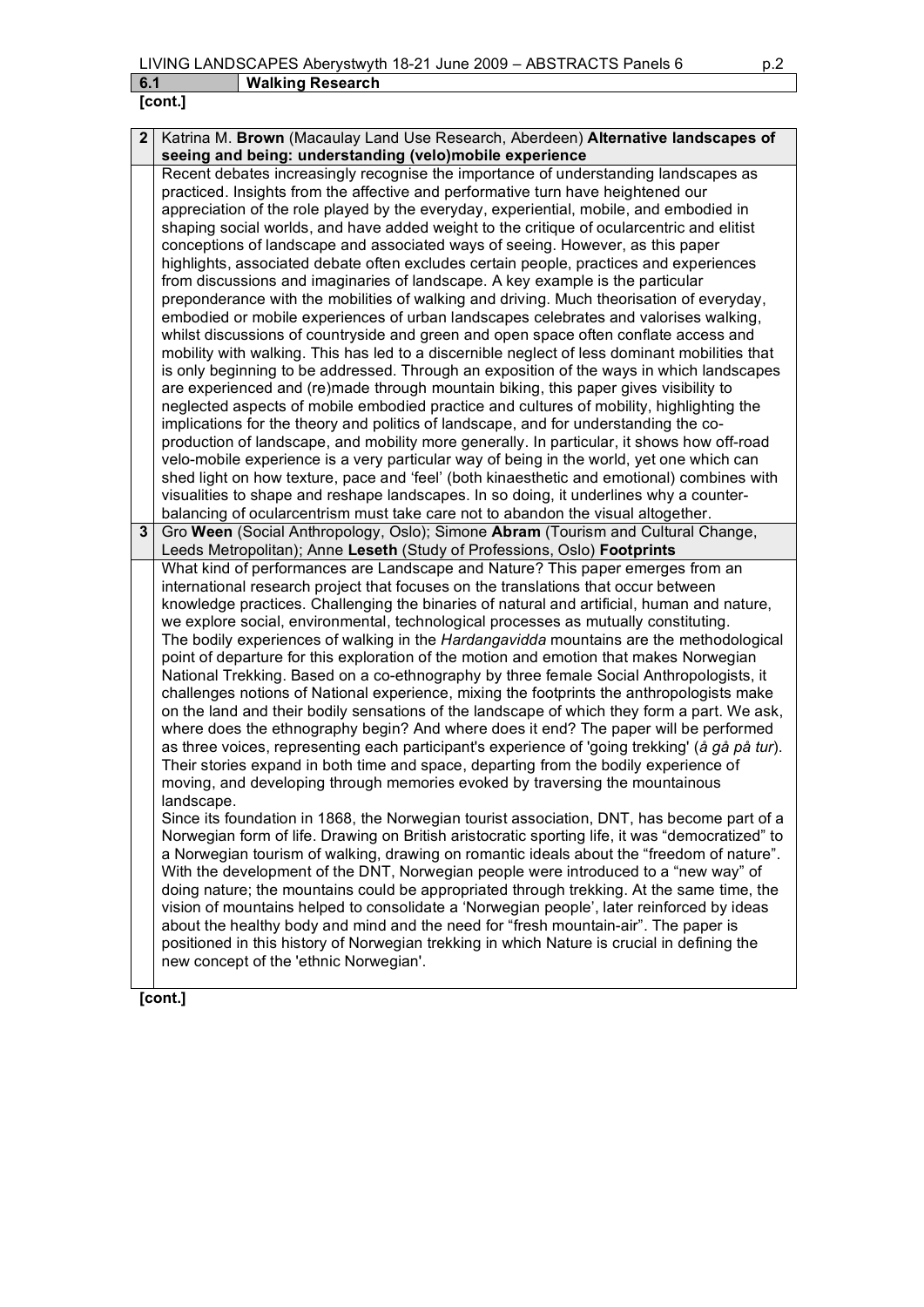**6.1 Walking Research**

**[cont.]**

**2** Katrina M. **Brown** (Macaulay Land Use Research, Aberdeen) **Alternative landscapes of seeing and being: understanding (velo)mobile experience**

Recent debates increasingly recognise the importance of understanding landscapes as practiced. Insights from the affective and performative turn have heightened our appreciation of the role played by the everyday, experiential, mobile, and embodied in shaping social worlds, and have added weight to the critique of ocularcentric and elitist conceptions of landscape and associated ways of seeing. However, as this paper highlights, associated debate often excludes certain people, practices and experiences from discussions and imaginaries of landscape. A key example is the particular preponderance with the mobilities of walking and driving. Much theorisation of everyday, embodied or mobile experiences of urban landscapes celebrates and valorises walking, whilst discussions of countryside and green and open space often conflate access and mobility with walking. This has led to a discernible neglect of less dominant mobilities that is only beginning to be addressed. Through an exposition of the ways in which landscapes are experienced and (re)made through mountain biking, this paper gives visibility to neglected aspects of mobile embodied practice and cultures of mobility, highlighting the implications for the theory and politics of landscape, and for understanding the co-production of landscape, and mobility more generally. In particular, it shows how off-road velo-mobile experience is a very particular way of being in the world, yet one which can shed light on how texture, pace and 'feel' (both kinaesthetic and emotional) combines with visualities to shape and reshape landscapes. In so doing, it underlines why a counter-balancing of ocularcentrism must take care not to abandon the visual altogether.

**3** Gro **Ween** (Social Anthropology, Oslo); Simone **Abram** (Tourism and Cultural Change, Leeds Metropolitan); Anne **Leseth** (Study of Professions, Oslo) **Footprints**

What kind of performances are Landscape and Nature? This paper emerges from an international research project that focuses on the translations that occur between knowledge practices. Challenging the binaries of natural and artificial, human and nature, we explore social, environmental, technological processes as mutually constituting. The bodily experiences of walking in the *Hardangavidda* mountains are the methodological point of departure for this exploration of the motion and emotion that makes Norwegian National Trekking. Based on a co-ethnography by three female Social Anthropologists, it challenges notions of National experience, mixing the footprints the anthropologists make on the land and their bodily sensations of the landscape of which they form a part. We ask, where does the ethnography begin? And where does it end? The paper will be performed as three voices, representing each participant's experience of 'going trekking' (*å gå på tur*). Their stories expand in both time and space, departing from the bodily experience of moving, and developing through memories evoked by traversing the mountainous landscape.

Since its foundation in 1868, the Norwegian tourist association, DNT, has become part of a Norwegian form of life. Drawing on British aristocratic sporting life, it was "democratized" to a Norwegian tourism of walking, drawing on romantic ideals about the "freedom of nature". With the development of the DNT, Norwegian people were introduced to a "new way" of doing nature; the mountains could be appropriated through trekking. At the same time, the vision of mountains helped to consolidate a 'Norwegian people', later reinforced by ideas about the healthy body and mind and the need for "fresh mountain-air". The paper is positioned in this history of Norwegian trekking in which Nature is crucial in defining the new concept of the 'ethnic Norwegian'.

**[cont.]**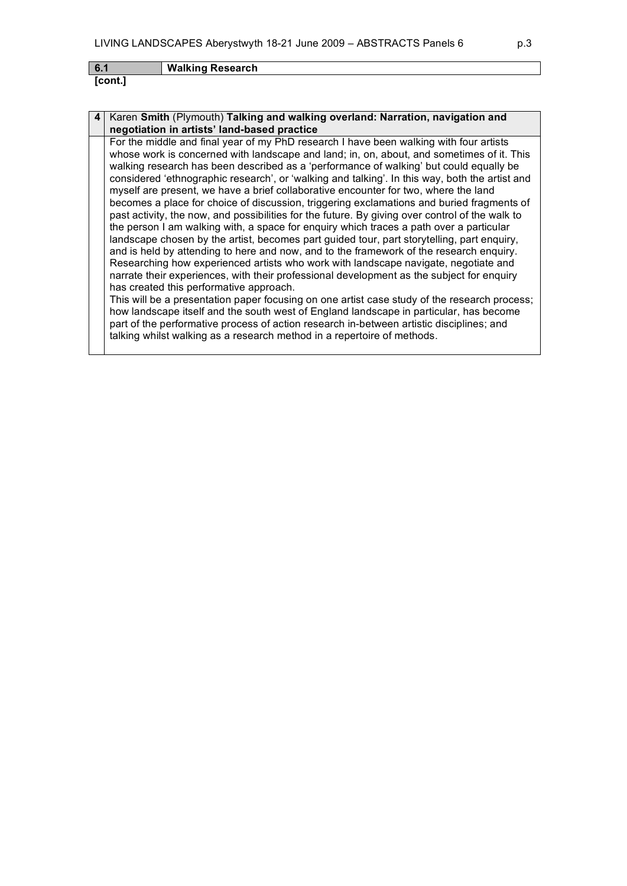| 6.1 | Walking Research |
|---|---|

**[cont.]**

| 4 | Karen **Smith** (Plymouth) **Talking and walking overland: Narration, navigation and negotiation in artists' land-based practice** |
|---|---|
| | For the middle and final year of my PhD research I have been walking with four artists whose work is concerned with landscape and land; in, on, about, and sometimes of it. This walking research has been described as a 'performance of walking' but could equally be considered 'ethnographic research', or 'walking and talking'. In this way, both the artist and myself are present, we have a brief collaborative encounter for two, where the land becomes a place for choice of discussion, triggering exclamations and buried fragments of past activity, the now, and possibilities for the future. By giving over control of the walk to the person I am walking with, a space for enquiry which traces a path over a particular landscape chosen by the artist, becomes part guided tour, part storytelling, part enquiry, and is held by attending to here and now, and to the framework of the research enquiry. Researching how experienced artists who work with landscape navigate, negotiate and narrate their experiences, with their professional development as the subject for enquiry has created this performative approach. This will be a presentation paper focusing on one artist case study of the research process; how landscape itself and the south west of England landscape in particular, has become part of the performative process of action research in-between artistic disciplines; and talking whilst walking as a research method in a repertoire of methods. |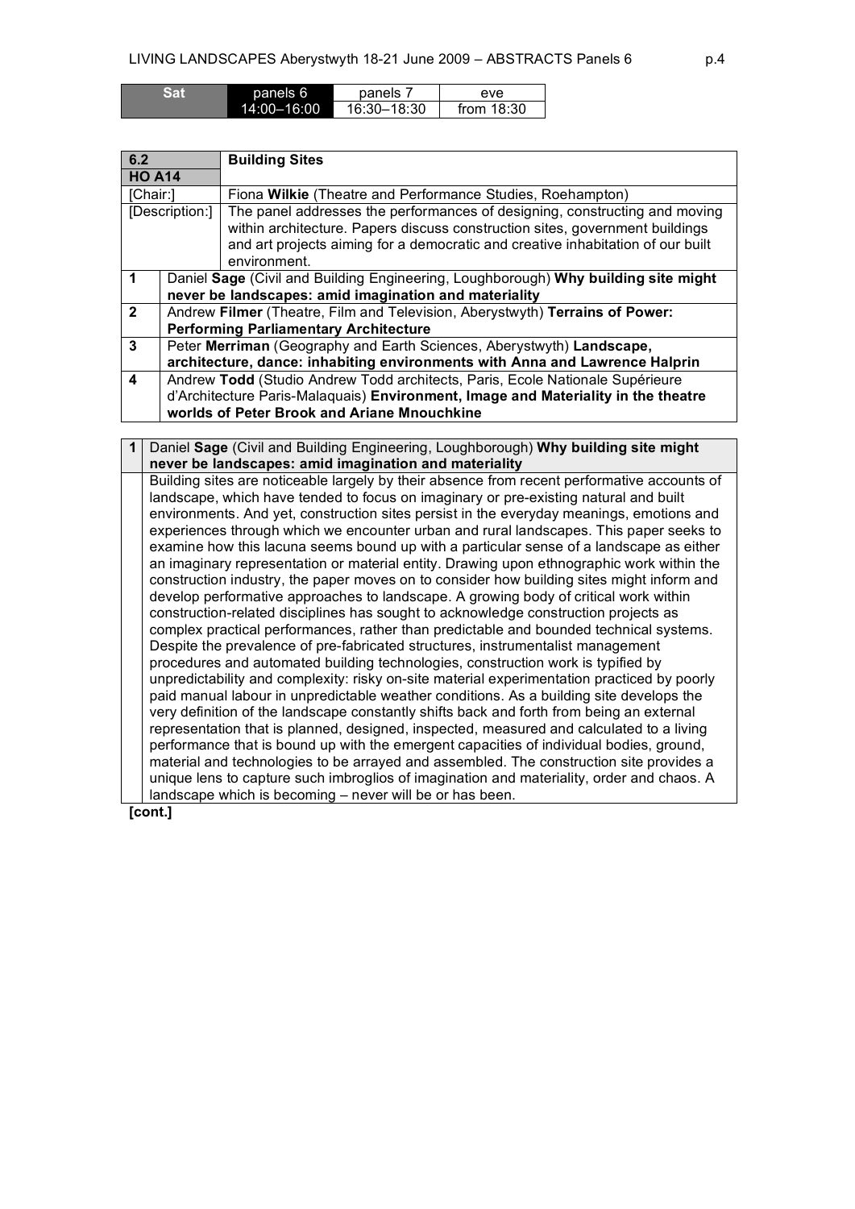| Sat | panels 6 | panels 7 | eve |
|---|---|---|---|
| | 14:00–16:00 | 16:30–18:30 | from 18:30 |

| 6.2 HO A14 | **Building Sites** |
|---|---|
| [Chair:] | Fiona **Wilkie** (Theatre and Performance Studies, Roehampton) |
| [Description:] | The panel addresses the performances of designing, constructing and moving within architecture. Papers discuss construction sites, government buildings and art projects aiming for a democratic and creative inhabitation of our built environment. |
| **1** | Daniel **Sage** (Civil and Building Engineering, Loughborough) **Why building site might never be landscapes: amid imagination and materiality** |
| **2** | Andrew **Filmer** (Theatre, Film and Television, Aberystwyth) **Terrains of Power: Performing Parliamentary Architecture** |
| **3** | Peter **Merriman** (Geography and Earth Sciences, Aberystwyth) **Landscape, architecture, dance: inhabiting environments with Anna and Lawrence Halprin** |
| **4** | Andrew **Todd** (Studio Andrew Todd architects, Paris, Ecole Nationale Supérieure d'Architecture Paris-Malaquais) **Environment, Image and Materiality in the theatre worlds of Peter Brook and Ariane Mnouchkine** |

**1** Daniel **Sage** (Civil and Building Engineering, Loughborough) **Why building site might never be landscapes: amid imagination and materiality**

Building sites are noticeable largely by their absence from recent performative accounts of landscape, which have tended to focus on imaginary or pre-existing natural and built environments. And yet, construction sites persist in the everyday meanings, emotions and experiences through which we encounter urban and rural landscapes. This paper seeks to examine how this lacuna seems bound up with a particular sense of a landscape as either an imaginary representation or material entity. Drawing upon ethnographic work within the construction industry, the paper moves on to consider how building sites might inform and develop performative approaches to landscape. A growing body of critical work within construction-related disciplines has sought to acknowledge construction projects as complex practical performances, rather than predictable and bounded technical systems. Despite the prevalence of pre-fabricated structures, instrumentalist management procedures and automated building technologies, construction work is typified by unpredictability and complexity: risky on-site material experimentation practiced by poorly paid manual labour in unpredictable weather conditions. As a building site develops the very definition of the landscape constantly shifts back and forth from being an external representation that is planned, designed, inspected, measured and calculated to a living performance that is bound up with the emergent capacities of individual bodies, ground, material and technologies to be arrayed and assembled. The construction site provides a unique lens to capture such imbroglios of imagination and materiality, order and chaos. A landscape which is becoming – never will be or has been.

**[cont.]**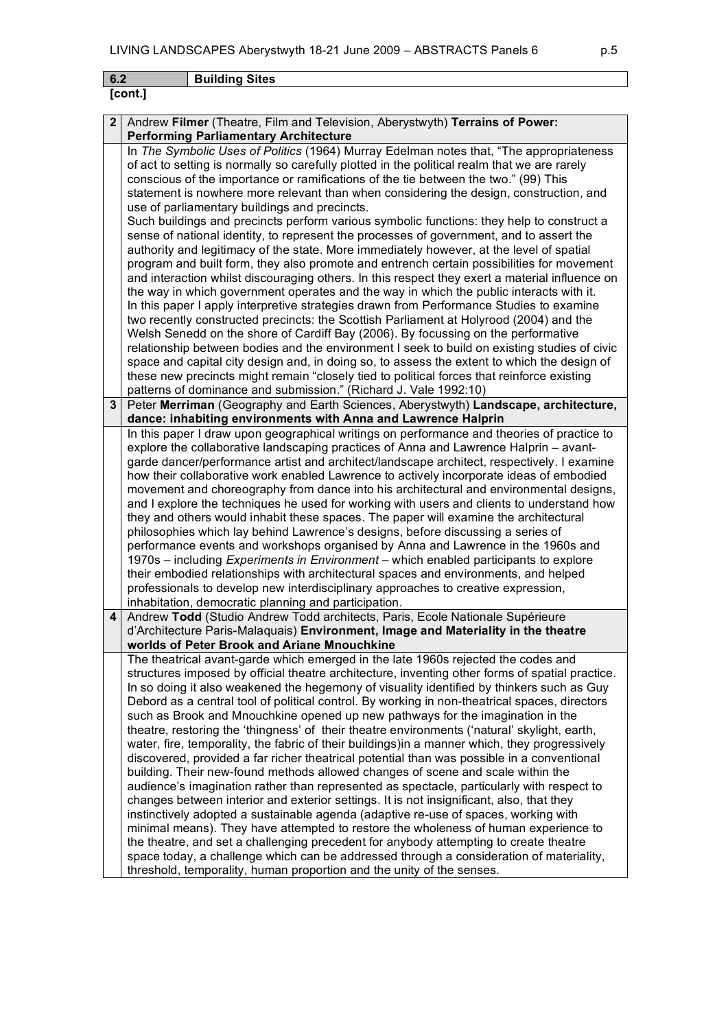## 6.2 Building Sites

**[cont.]**

**2** Andrew **Filmer** (Theatre, Film and Television, Aberystwyth) **Terrains of Power: Performing Parliamentary Architecture**

In *The Symbolic Uses of Politics* (1964) Murray Edelman notes that, "The appropriateness of act to setting is normally so carefully plotted in the political realm that we are rarely conscious of the importance or ramifications of the tie between the two." (99) This statement is nowhere more relevant than when considering the design, construction, and use of parliamentary buildings and precincts.

Such buildings and precincts perform various symbolic functions: they help to construct a sense of national identity, to represent the processes of government, and to assert the authority and legitimacy of the state. More immediately however, at the level of spatial program and built form, they also promote and entrench certain possibilities for movement and interaction whilst discouraging others. In this respect they exert a material influence on the way in which government operates and the way in which the public interacts with it.

In this paper I apply interpretive strategies drawn from Performance Studies to examine two recently constructed precincts: the Scottish Parliament at Holyrood (2004) and the Welsh Senedd on the shore of Cardiff Bay (2006). By focussing on the performative relationship between bodies and the environment I seek to build on existing studies of civic space and capital city design and, in doing so, to assess the extent to which the design of these new precincts might remain "closely tied to political forces that reinforce existing patterns of dominance and submission." (Richard J. Vale 1992:10)

**3** Peter **Merriman** (Geography and Earth Sciences, Aberystwyth) **Landscape, architecture, dance: inhabiting environments with Anna and Lawrence Halprin**

In this paper I draw upon geographical writings on performance and theories of practice to explore the collaborative landscaping practices of Anna and Lawrence Halprin – avant-garde dancer/performance artist and architect/landscape architect, respectively. I examine how their collaborative work enabled Lawrence to actively incorporate ideas of embodied movement and choreography from dance into his architectural and environmental designs, and I explore the techniques he used for working with users and clients to understand how they and others would inhabit these spaces. The paper will examine the architectural philosophies which lay behind Lawrence's designs, before discussing a series of performance events and workshops organised by Anna and Lawrence in the 1960s and 1970s – including *Experiments in Environment* – which enabled participants to explore their embodied relationships with architectural spaces and environments, and helped professionals to develop new interdisciplinary approaches to creative expression, inhabitation, democratic planning and participation.

**4** Andrew **Todd** (Studio Andrew Todd architects, Paris, Ecole Nationale Supérieure d'Architecture Paris-Malaquais) **Environment, Image and Materiality in the theatre worlds of Peter Brook and Ariane Mnouchkine**

The theatrical avant-garde which emerged in the late 1960s rejected the codes and structures imposed by official theatre architecture, inventing other forms of spatial practice. In so doing it also weakened the hegemony of visuality identified by thinkers such as Guy Debord as a central tool of political control. By working in non-theatrical spaces, directors such as Brook and Mnouchkine opened up new pathways for the imagination in the theatre, restoring the 'thingness' of their theatre environments ('natural' skylight, earth, water, fire, temporality, the fabric of their buildings)in a manner which, they progressively discovered, provided a far richer theatrical potential than was possible in a conventional building. Their new-found methods allowed changes of scene and scale within the audience's imagination rather than represented as spectacle, particularly with respect to changes between interior and exterior settings. It is not insignificant, also, that they instinctively adopted a sustainable agenda (adaptive re-use of spaces, working with minimal means). They have attempted to restore the wholeness of human experience to the theatre, and set a challenging precedent for anybody attempting to create theatre space today, a challenge which can be addressed through a consideration of materiality, threshold, temporality, human proportion and the unity of the senses.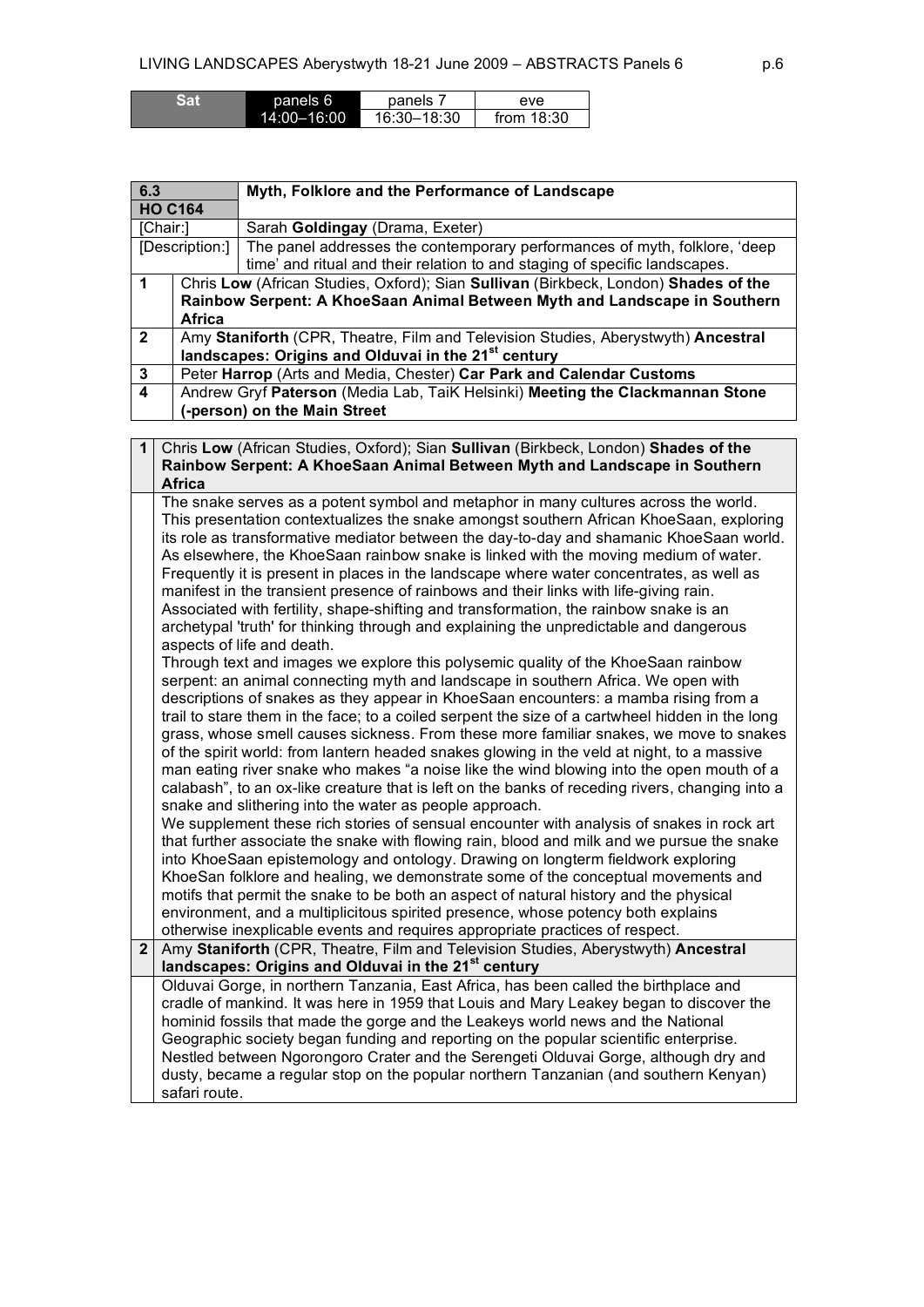| Sat | panels 6 | panels 7 | eve |
|---|---|---|---|
| | 14:00–16:00 | 16:30–18:30 | from 18:30 |

| 6.3 HO C164 | Myth, Folklore and the Performance of Landscape |
|---|---|
| [Chair:] | Sarah **Goldingay** (Drama, Exeter) |
| [Description:] | The panel addresses the contemporary performances of myth, folklore, 'deep time' and ritual and their relation to and staging of specific landscapes. |
| 1 | Chris **Low** (African Studies, Oxford); Sian **Sullivan** (Birkbeck, London) **Shades of the Rainbow Serpent: A KhoeSaan Animal Between Myth and Landscape in Southern Africa** |
| 2 | Amy **Staniforth** (CPR, Theatre, Film and Television Studies, Aberystwyth) **Ancestral landscapes: Origins and Olduvai in the 21st century** |
| 3 | Peter **Harrop** (Arts and Media, Chester) **Car Park and Calendar Customs** |
| 4 | Andrew Gryf **Paterson** (Media Lab, TaiK Helsinki) **Meeting the Clackmannan Stone (-person) on the Main Street** |

**1** Chris **Low** (African Studies, Oxford); Sian **Sullivan** (Birkbeck, London) **Shades of the Rainbow Serpent: A KhoeSaan Animal Between Myth and Landscape in Southern Africa**

The snake serves as a potent symbol and metaphor in many cultures across the world. This presentation contextualizes the snake amongst southern African KhoeSaan, exploring its role as transformative mediator between the day-to-day and shamanic KhoeSaan world. As elsewhere, the KhoeSaan rainbow snake is linked with the moving medium of water. Frequently it is present in places in the landscape where water concentrates, as well as manifest in the transient presence of rainbows and their links with life-giving rain. Associated with fertility, shape-shifting and transformation, the rainbow snake is an archetypal 'truth' for thinking through and explaining the unpredictable and dangerous aspects of life and death.

Through text and images we explore this polysemic quality of the KhoeSaan rainbow serpent: an animal connecting myth and landscape in southern Africa. We open with descriptions of snakes as they appear in KhoeSaan encounters: a mamba rising from a trail to stare them in the face; to a coiled serpent the size of a cartwheel hidden in the long grass, whose smell causes sickness. From these more familiar snakes, we move to snakes of the spirit world: from lantern headed snakes glowing in the veld at night, to a massive man eating river snake who makes "a noise like the wind blowing into the open mouth of a calabash", to an ox-like creature that is left on the banks of receding rivers, changing into a snake and slithering into the water as people approach.

We supplement these rich stories of sensual encounter with analysis of snakes in rock art that further associate the snake with flowing rain, blood and milk and we pursue the snake into KhoeSaan epistemology and ontology. Drawing on longterm fieldwork exploring KhoeSan folklore and healing, we demonstrate some of the conceptual movements and motifs that permit the snake to be both an aspect of natural history and the physical environment, and a multiplicitous spirited presence, whose potency both explains otherwise inexplicable events and requires appropriate practices of respect.

**2** Amy **Staniforth** (CPR, Theatre, Film and Television Studies, Aberystwyth) **Ancestral landscapes: Origins and Olduvai in the 21st century**

Olduvai Gorge, in northern Tanzania, East Africa, has been called the birthplace and cradle of mankind. It was here in 1959 that Louis and Mary Leakey began to discover the hominid fossils that made the gorge and the Leakeys world news and the National Geographic society began funding and reporting on the popular scientific enterprise. Nestled between Ngorongoro Crater and the Serengeti Olduvai Gorge, although dry and dusty, became a regular stop on the popular northern Tanzanian (and southern Kenyan) safari route.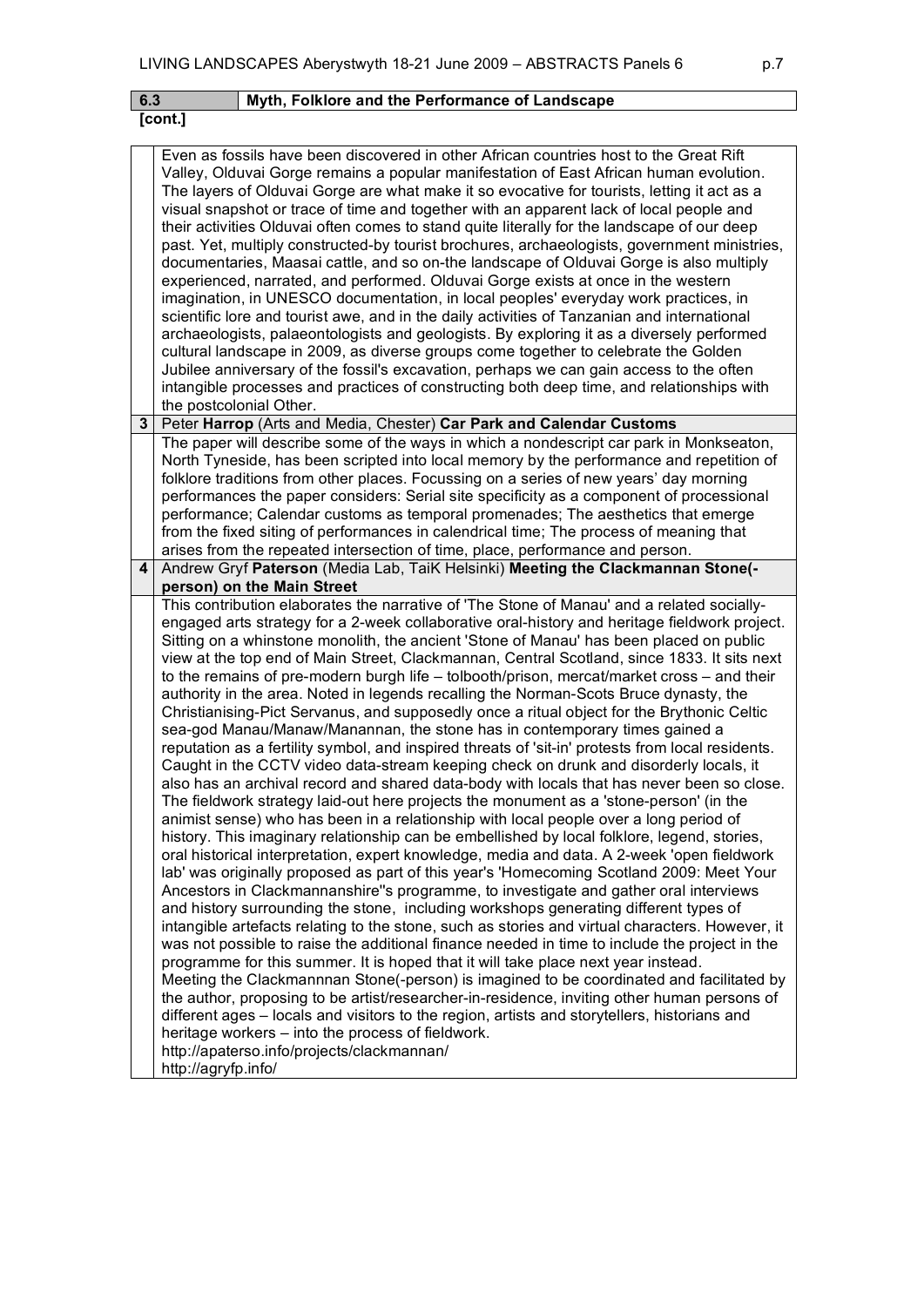| 6.3 | Myth, Folklore and the Performance of Landscape |
|---|---|
| **[cont.]** | |

| | |
|---|---|
| | Even as fossils have been discovered in other African countries host to the Great Rift Valley, Olduvai Gorge remains a popular manifestation of East African human evolution. The layers of Olduvai Gorge are what make it so evocative for tourists, letting it act as a visual snapshot or trace of time and together with an apparent lack of local people and their activities Olduvai often comes to stand quite literally for the landscape of our deep past. Yet, multiply constructed-by tourist brochures, archaeologists, government ministries, documentaries, Maasai cattle, and so on-the landscape of Olduvai Gorge is also multiply experienced, narrated, and performed. Olduvai Gorge exists at once in the western imagination, in UNESCO documentation, in local peoples' everyday work practices, in scientific lore and tourist awe, and in the daily activities of Tanzanian and international archaeologists, palaeontologists and geologists. By exploring it as a diversely performed cultural landscape in 2009, as diverse groups come together to celebrate the Golden Jubilee anniversary of the fossil's excavation, perhaps we can gain access to the often intangible processes and practices of constructing both deep time, and relationships with the postcolonial Other. |
| **3** | Peter **Harrop** (Arts and Media, Chester) **Car Park and Calendar Customs** |
| | The paper will describe some of the ways in which a nondescript car park in Monkseaton, North Tyneside, has been scripted into local memory by the performance and repetition of folklore traditions from other places. Focussing on a series of new years' day morning performances the paper considers: Serial site specificity as a component of processional performance; Calendar customs as temporal promenades; The aesthetics that emerge from the fixed siting of performances in calendrical time; The process of meaning that arises from the repeated intersection of time, place, performance and person. |
| **4** | Andrew Gryf **Paterson** (Media Lab, TaiK Helsinki) **Meeting the Clackmannan Stone(-person) on the Main Street** |
| | This contribution elaborates the narrative of 'The Stone of Manau' and a related socially-engaged arts strategy for a 2-week collaborative oral-history and heritage fieldwork project. Sitting on a whinstone monolith, the ancient 'Stone of Manau' has been placed on public view at the top end of Main Street, Clackmannan, Central Scotland, since 1833. It sits next to the remains of pre-modern burgh life – tolbooth/prison, mercat/market cross – and their authority in the area. Noted in legends recalling the Norman-Scots Bruce dynasty, the Christianising-Pict Servanus, and supposedly once a ritual object for the Brythonic Celtic sea-god Manau/Manaw/Manannan, the stone has in contemporary times gained a reputation as a fertility symbol, and inspired threats of 'sit-in' protests from local residents. Caught in the CCTV video data-stream keeping check on drunk and disorderly locals, it also has an archival record and shared data-body with locals that has never been so close. The fieldwork strategy laid-out here projects the monument as a 'stone-person' (in the animist sense) who has been in a relationship with local people over a long period of history. This imaginary relationship can be embellished by local folklore, legend, stories, oral historical interpretation, expert knowledge, media and data. A 2-week 'open fieldwork lab' was originally proposed as part of this year's 'Homecoming Scotland 2009: Meet Your Ancestors in Clackmannanshire''s programme, to investigate and gather oral interviews and history surrounding the stone, including workshops generating different types of intangible artefacts relating to the stone, such as stories and virtual characters. However, it was not possible to raise the additional finance needed in time to include the project in the programme for this summer. It is hoped that it will take place next year instead.<br>Meeting the Clackmannnan Stone(-person) is imagined to be coordinated and facilitated by the author, proposing to be artist/researcher-in-residence, inviting other human persons of different ages – locals and visitors to the region, artists and storytellers, historians and heritage workers – into the process of fieldwork.<br>http://apaterso.info/projects/clackmannan/<br>http://agryfp.info/ |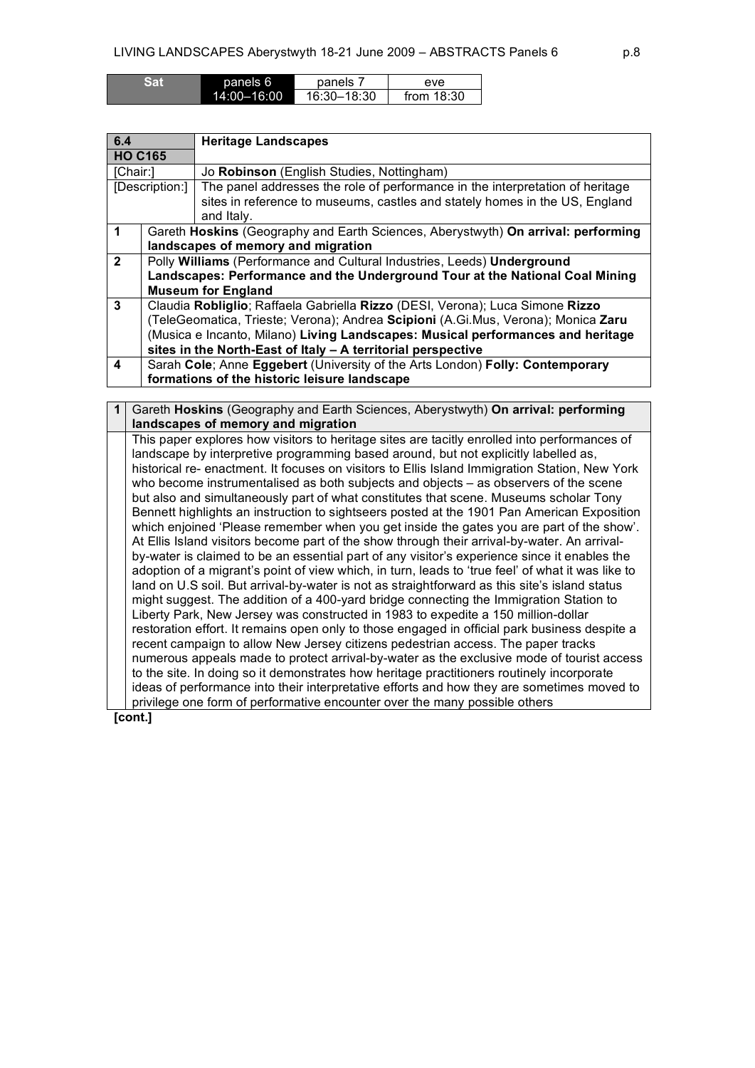| Sat | panels 6 | panels 7 | eve |
|---|---|---|---|
| | 14:00–16:00 | 16:30–18:30 | from 18:30 |

| **6.4** **HO C165** | **Heritage Landscapes** |
|---|---|
| [Chair:] | Jo **Robinson** (English Studies, Nottingham) |
| [Description:] | The panel addresses the role of performance in the interpretation of heritage sites in reference to museums, castles and stately homes in the US, England and Italy. |
| **1** | Gareth **Hoskins** (Geography and Earth Sciences, Aberystwyth) **On arrival: performing landscapes of memory and migration** |
| **2** | Polly **Williams** (Performance and Cultural Industries, Leeds) **Underground Landscapes: Performance and the Underground Tour at the National Coal Mining Museum for England** |
| **3** | Claudia **Robliglio**; Raffaela Gabriella **Rizzo** (DESI, Verona); Luca Simone **Rizzo** (TeleGeomatica, Trieste; Verona); Andrea **Scipioni** (A.Gi.Mus, Verona); Monica **Zaru** (Musica e Incanto, Milano) **Living Landscapes: Musical performances and heritage sites in the North-East of Italy – A territorial perspective** |
| **4** | Sarah **Cole**; Anne **Eggebert** (University of the Arts London) **Folly: Contemporary formations of the historic leisure landscape** |

**1** Gareth **Hoskins** (Geography and Earth Sciences, Aberystwyth) **On arrival: performing landscapes of memory and migration**

This paper explores how visitors to heritage sites are tacitly enrolled into performances of landscape by interpretive programming based around, but not explicitly labelled as, historical re- enactment. It focuses on visitors to Ellis Island Immigration Station, New York who become instrumentalised as both subjects and objects – as observers of the scene but also and simultaneously part of what constitutes that scene. Museums scholar Tony Bennett highlights an instruction to sightseers posted at the 1901 Pan American Exposition which enjoined 'Please remember when you get inside the gates you are part of the show'. At Ellis Island visitors become part of the show through their arrival-by-water. An arrival-by-water is claimed to be an essential part of any visitor's experience since it enables the adoption of a migrant's point of view which, in turn, leads to 'true feel' of what it was like to land on U.S soil. But arrival-by-water is not as straightforward as this site's island status might suggest. The addition of a 400-yard bridge connecting the Immigration Station to Liberty Park, New Jersey was constructed in 1983 to expedite a 150 million-dollar restoration effort. It remains open only to those engaged in official park business despite a recent campaign to allow New Jersey citizens pedestrian access. The paper tracks numerous appeals made to protect arrival-by-water as the exclusive mode of tourist access to the site. In doing so it demonstrates how heritage practitioners routinely incorporate ideas of performance into their interpretative efforts and how they are sometimes moved to privilege one form of performative encounter over the many possible others

**[cont.]**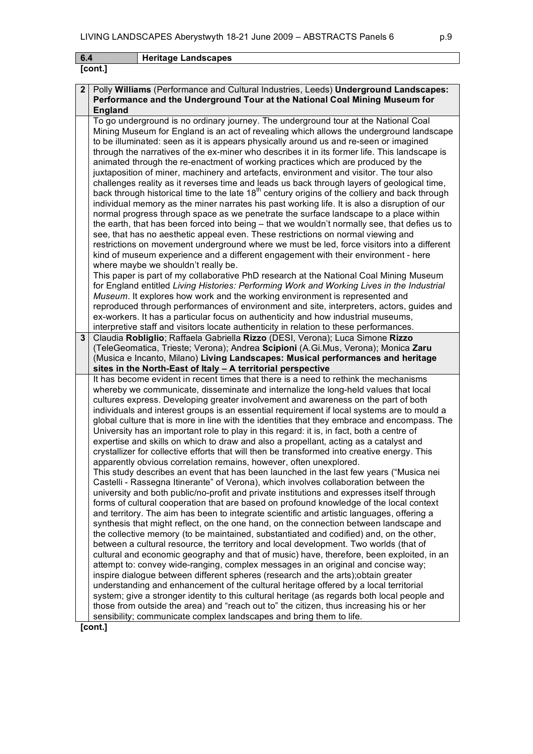| 6.4 | Heritage Landscapes |
|---|---|

**[cont.]**

**2** Polly **Williams** (Performance and Cultural Industries, Leeds) **Underground Landscapes: Performance and the Underground Tour at the National Coal Mining Museum for England**

To go underground is no ordinary journey. The underground tour at the National Coal Mining Museum for England is an act of revealing which allows the underground landscape to be illuminated: seen as it is appears physically around us and re-seen or imagined through the narratives of the ex-miner who describes it in its former life. This landscape is animated through the re-enactment of working practices which are produced by the juxtaposition of miner, machinery and artefacts, environment and visitor. The tour also challenges reality as it reverses time and leads us back through layers of geological time, back through historical time to the late 18th century origins of the colliery and back through individual memory as the miner narrates his past working life. It is also a disruption of our normal progress through space as we penetrate the surface landscape to a place within the earth, that has been forced into being – that we wouldn't normally see, that defies us to see, that has no aesthetic appeal even. These restrictions on normal viewing and restrictions on movement underground where we must be led, force visitors into a different kind of museum experience and a different engagement with their environment - here where maybe we shouldn't really be.

This paper is part of my collaborative PhD research at the National Coal Mining Museum for England entitled *Living Histories: Performing Work and Working Lives in the Industrial Museum*. It explores how work and the working environment is represented and reproduced through performances of environment and site, interpreters, actors, guides and ex-workers. It has a particular focus on authenticity and how industrial museums, interpretive staff and visitors locate authenticity in relation to these performances.

**3** Claudia **Robliglio**; Raffaela Gabriella **Rizzo** (DESI, Verona); Luca Simone **Rizzo** (TeleGeomatica, Trieste; Verona); Andrea **Scipioni** (A.Gi.Mus, Verona); Monica **Zaru** (Musica e Incanto, Milano) **Living Landscapes: Musical performances and heritage sites in the North-East of Italy – A territorial perspective**

It has become evident in recent times that there is a need to rethink the mechanisms whereby we communicate, disseminate and internalize the long-held values that local cultures express. Developing greater involvement and awareness on the part of both individuals and interest groups is an essential requirement if local systems are to mould a global culture that is more in line with the identities that they embrace and encompass. The University has an important role to play in this regard: it is, in fact, both a centre of expertise and skills on which to draw and also a propellant, acting as a catalyst and crystallizer for collective efforts that will then be transformed into creative energy. This apparently obvious correlation remains, however, often unexplored.

This study describes an event that has been launched in the last few years ("Musica nei Castelli - Rassegna Itinerante" of Verona), which involves collaboration between the university and both public/no-profit and private institutions and expresses itself through forms of cultural cooperation that are based on profound knowledge of the local context and territory. The aim has been to integrate scientific and artistic languages, offering a synthesis that might reflect, on the one hand, on the connection between landscape and the collective memory (to be maintained, substantiated and codified) and, on the other, between a cultural resource, the territory and local development. Two worlds (that of cultural and economic geography and that of music) have, therefore, been exploited, in an attempt to: convey wide-ranging, complex messages in an original and concise way; inspire dialogue between different spheres (research and the arts);obtain greater understanding and enhancement of the cultural heritage offered by a local territorial system; give a stronger identity to this cultural heritage (as regards both local people and those from outside the area) and "reach out to" the citizen, thus increasing his or her sensibility; communicate complex landscapes and bring them to life.

**[cont.]**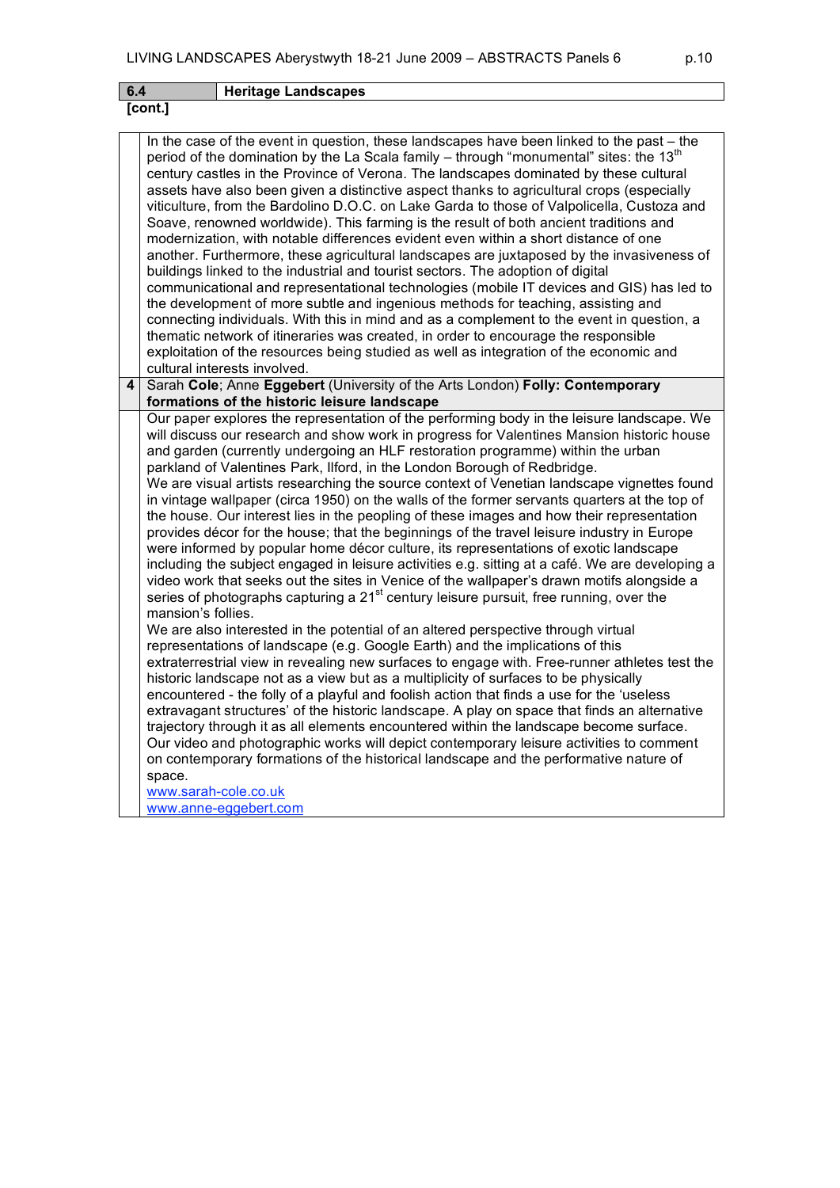| 6.4 | Heritage Landscapes |
|---|---|

**[cont.]**

In the case of the event in question, these landscapes have been linked to the past – the period of the domination by the La Scala family – through "monumental" sites: the 13th century castles in the Province of Verona. The landscapes dominated by these cultural assets have also been given a distinctive aspect thanks to agricultural crops (especially viticulture, from the Bardolino D.O.C. on Lake Garda to those of Valpolicella, Custoza and Soave, renowned worldwide). This farming is the result of both ancient traditions and modernization, with notable differences evident even within a short distance of one another. Furthermore, these agricultural landscapes are juxtaposed by the invasiveness of buildings linked to the industrial and tourist sectors. The adoption of digital communicational and representational technologies (mobile IT devices and GIS) has led to the development of more subtle and ingenious methods for teaching, assisting and connecting individuals. With this in mind and as a complement to the event in question, a thematic network of itineraries was created, in order to encourage the responsible exploitation of the resources being studied as well as integration of the economic and cultural interests involved.

**4** Sarah **Cole**; Anne **Eggebert** (University of the Arts London) **Folly: Contemporary formations of the historic leisure landscape**

Our paper explores the representation of the performing body in the leisure landscape. We will discuss our research and show work in progress for Valentines Mansion historic house and garden (currently undergoing an HLF restoration programme) within the urban parkland of Valentines Park, Ilford, in the London Borough of Redbridge.

We are visual artists researching the source context of Venetian landscape vignettes found in vintage wallpaper (circa 1950) on the walls of the former servants quarters at the top of the house. Our interest lies in the peopling of these images and how their representation provides décor for the house; that the beginnings of the travel leisure industry in Europe were informed by popular home décor culture, its representations of exotic landscape including the subject engaged in leisure activities e.g. sitting at a café. We are developing a video work that seeks out the sites in Venice of the wallpaper's drawn motifs alongside a series of photographs capturing a 21st century leisure pursuit, free running, over the mansion's follies.

We are also interested in the potential of an altered perspective through virtual representations of landscape (e.g. Google Earth) and the implications of this extraterrestrial view in revealing new surfaces to engage with. Free-runner athletes test the historic landscape not as a view but as a multiplicity of surfaces to be physically encountered - the folly of a playful and foolish action that finds a use for the 'useless extravagant structures' of the historic landscape. A play on space that finds an alternative trajectory through it as all elements encountered within the landscape become surface.

Our video and photographic works will depict contemporary leisure activities to comment on contemporary formations of the historical landscape and the performative nature of space.

www.sarah-cole.co.uk

www.anne-eggebert.com